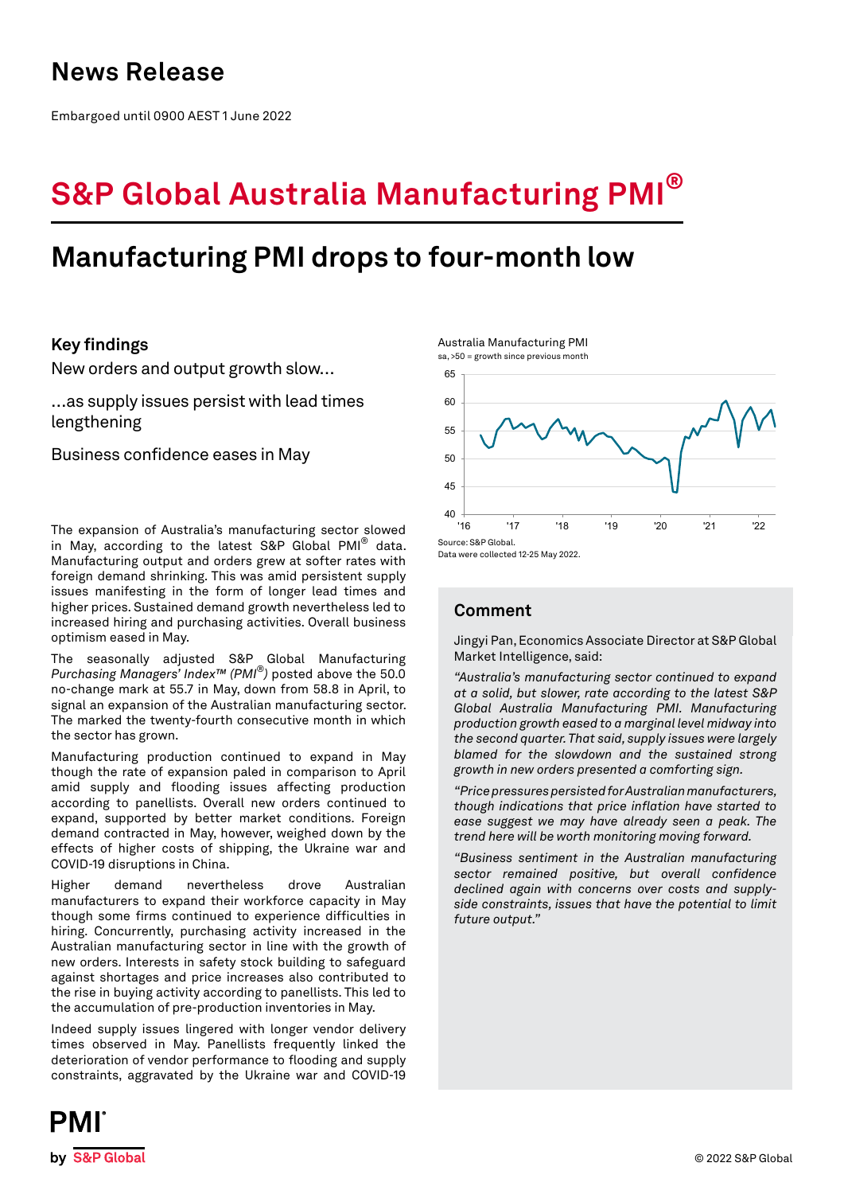# News Release

Embargoed until 0900 AEST 1 June 2022

# S&P Global Australia Manufacturing PMI®

## Manufacturing PMI drops to four-month low

### Key findings

New orders and output growth slow...

...as supply issues persist with lead times lengthening

Business confidence eases in May

Australia Manufacturing PMI
sa, >50 = growth since previous month

Source: S&P Global.
Data were collected 12-25 May 2022.

The expansion of Australia's manufacturing sector slowed in May, according to the latest S&P Global PMI® data. Manufacturing output and orders grew at softer rates with foreign demand shrinking. This was amid persistent supply issues manifesting in the form of longer lead times and higher prices. Sustained demand growth nevertheless led to increased hiring and purchasing activities. Overall business optimism eased in May.

The seasonally adjusted S&P Global Manufacturing *Purchasing Managers' Index™ (PMI®)* posted above the 50.0 no-change mark at 55.7 in May, down from 58.8 in April, to signal an expansion of the Australian manufacturing sector. The marked the twenty-fourth consecutive month in which the sector has grown.

Manufacturing production continued to expand in May though the rate of expansion paled in comparison to April amid supply and flooding issues affecting production according to panellists. Overall new orders continued to expand, supported by better market conditions. Foreign demand contracted in May, however, weighed down by the effects of higher costs of shipping, the Ukraine war and COVID-19 disruptions in China.

Higher demand nevertheless drove Australian manufacturers to expand their workforce capacity in May though some firms continued to experience difficulties in hiring. Concurrently, purchasing activity increased in the Australian manufacturing sector in line with the growth of new orders. Interests in safety stock building to safeguard against shortages and price increases also contributed to the rise in buying activity according to panellists. This led to the accumulation of pre-production inventories in May.

Indeed supply issues lingered with longer vendor delivery times observed in May. Panellists frequently linked the deterioration of vendor performance to flooding and supply constraints, aggravated by the Ukraine war and COVID-19

### Comment

Jingyi Pan, Economics Associate Director at S&P Global Market Intelligence, said:

*"Australia's manufacturing sector continued to expand at a solid, but slower, rate according to the latest S&P Global Australia Manufacturing PMI. Manufacturing production growth eased to a marginal level midway into the second quarter. That said, supply issues were largely blamed for the slowdown and the sustained strong growth in new orders presented a comforting sign.*

*"Price pressures persisted for Australian manufacturers, though indications that price inflation have started to ease suggest we may have already seen a peak. The trend here will be worth monitoring moving forward.*

*"Business sentiment in the Australian manufacturing sector remained positive, but overall confidence declined again with concerns over costs and supply-side constraints, issues that have the potential to limit future output."*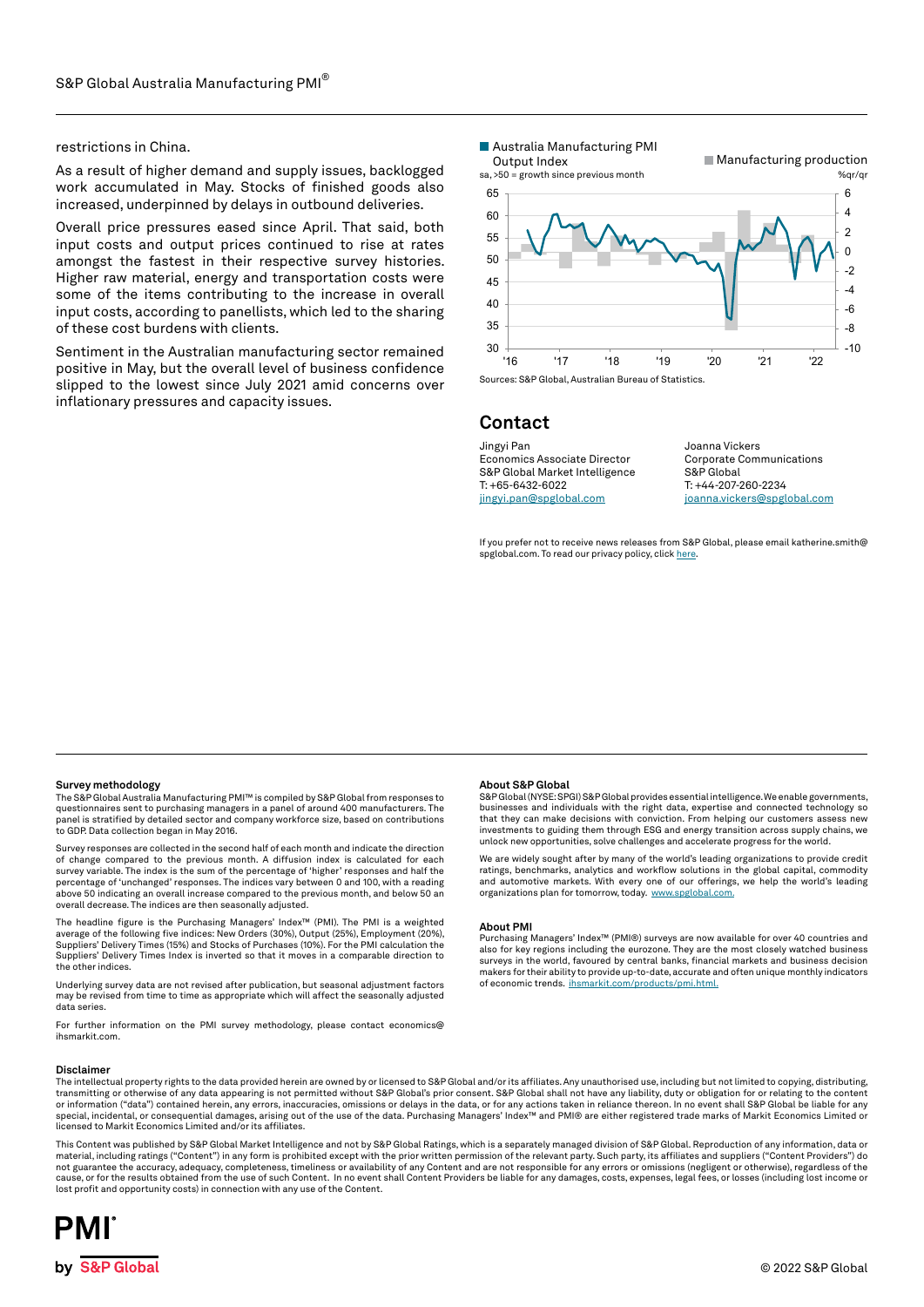restrictions in China.

As a result of higher demand and supply issues, backlogged work accumulated in May. Stocks of finished goods also increased, underpinned by delays in outbound deliveries.

Overall price pressures eased since April. That said, both input costs and output prices continued to rise at rates amongst the fastest in their respective survey histories. Higher raw material, energy and transportation costs were some of the items contributing to the increase in overall input costs, according to panellists, which led to the sharing of these cost burdens with clients.

Sentiment in the Australian manufacturing sector remained positive in May, but the overall level of business confidence slipped to the lowest since July 2021 amid concerns over inflationary pressures and capacity issues.

Australia Manufacturing PMI Output Index

sa, >50 = growth since previous month

Manufacturing production

%qr/qr

65
60
55
50
45
40
35
30

6
4
2
0
-2
-4
-6
-8
-10

'16 '17 '18 '19 '20 '21 '22

Sources: S&P Global, Australian Bureau of Statistics.

## Contact

Jingyi Pan
Economics Associate Director
S&P Global Market Intelligence
T: +65-6432-6022
jingyi.pan@spglobal.com

Joanna Vickers
Corporate Communications
S&P Global
T: +44-207-260-2234
joanna.vickers@spglobal.com

If you prefer not to receive news releases from S&P Global, please email katherine.smith@spglobal.com. To read our privacy policy, click here.

### Survey methodology

The S&P Global Australia Manufacturing PMI™ is compiled by S&P Global from responses to questionnaires sent to purchasing managers in a panel of around 400 manufacturers. The panel is stratified by detailed sector and company workforce size, based on contributions to GDP. Data collection began in May 2016.

Survey responses are collected in the second half of each month and indicate the direction of change compared to the previous month. A diffusion index is calculated for each survey variable. The index is the sum of the percentage of 'higher' responses and half the percentage of 'unchanged' responses. The indices vary between 0 and 100, with a reading above 50 indicating an overall increase compared to the previous month, and below 50 an overall decrease. The indices are then seasonally adjusted.

The headline figure is the Purchasing Managers' Index™ (PMI). The PMI is a weighted average of the following five indices: New Orders (30%), Output (25%), Employment (20%), Suppliers' Delivery Times (15%) and Stocks of Purchases (10%). For the PMI calculation the Suppliers' Delivery Times Index is inverted so that it moves in a comparable direction to the other indices.

Underlying survey data are not revised after publication, but seasonal adjustment factors may be revised from time to time as appropriate which will affect the seasonally adjusted data series.

For further information on the PMI survey methodology, please contact economics@ihsmarkit.com.

### About S&P Global

S&P Global (NYSE: SPGI) S&P Global provides essential intelligence. We enable governments, businesses and individuals with the right data, expertise and connected technology so that they can make decisions with conviction. From helping our customers assess new investments to guiding them through ESG and energy transition across supply chains, we unlock new opportunities, solve challenges and accelerate progress for the world.

We are widely sought after by many of the world's leading organizations to provide credit ratings, benchmarks, analytics and workflow solutions in the global capital, commodity and automotive markets. With every one of our offerings, we help the world's leading organizations plan for tomorrow, today. www.spglobal.com.

### About PMI

Purchasing Managers' Index™ (PMI®) surveys are now available for over 40 countries and also for key regions including the eurozone. They are the most closely watched business surveys in the world, favoured by central banks, financial markets and business decision makers for their ability to provide up-to-date, accurate and often unique monthly indicators of economic trends. ihsmarkit.com/products/pmi.html.

### Disclaimer

The intellectual property rights to the data provided herein are owned by or licensed to S&P Global and/or its affiliates. Any unauthorised use, including but not limited to copying, distributing, transmitting or otherwise of any data appearing is not permitted without S&P Global's prior consent. S&P Global shall not have any liability, duty or obligation for or relating to the content or information ("data") contained herein, any errors, inaccuracies, omissions or delays in the data, or for any actions taken in reliance thereon. In no event shall S&P Global be liable for any special, incidental, or consequential damages, arising out of the use of the data. Purchasing Managers' Index™ and PMI® are either registered trade marks of Markit Economics Limited or licensed to Markit Economics Limited and/or its affiliates.

This Content was published by S&P Global Market Intelligence and not by S&P Global Ratings, which is a separately managed division of S&P Global. Reproduction of any information, data or material, including ratings ("Content") in any form is prohibited except with the prior written permission of the relevant party. Such party, its affiliates and suppliers ("Content Providers") do not guarantee the accuracy, adequacy, completeness, timeliness or availability of any Content and are not responsible for any errors or omissions (negligent or otherwise), regardless of the cause, or for the results obtained from the use of such Content. In no event shall Content Providers be liable for any damages, costs, expenses, legal fees, or losses (including lost income or lost profit and opportunity costs) in connection with any use of the Content.

PMI by S&P Global

© 2022 S&P Global